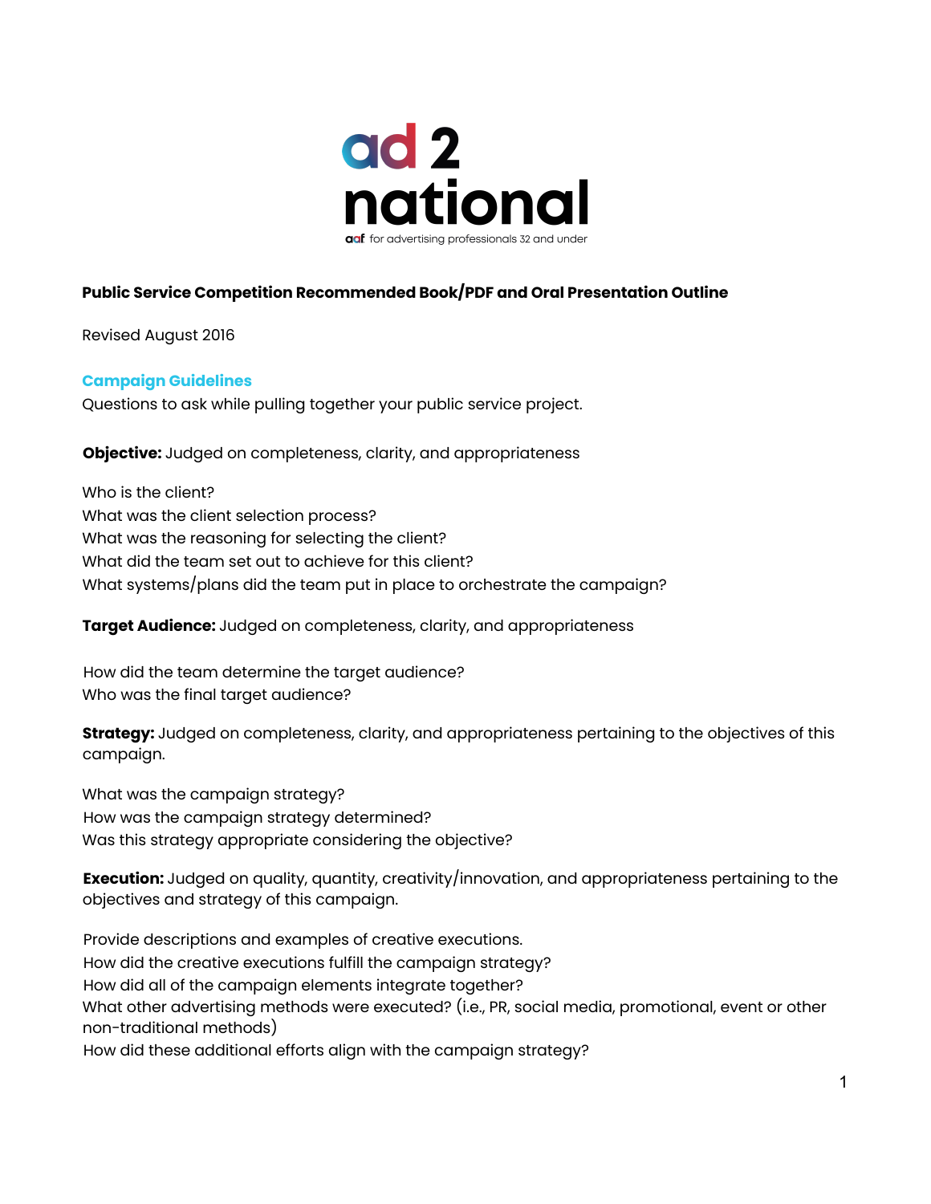ad 2 national

aaf for advertising professionals 32 and under

**Public Service Competition Recommended Book/PDF and Oral Presentation Outline**

Revised August 2016

## Campaign Guidelines

Questions to ask while pulling together your public service project.

**Objective:** Judged on completeness, clarity, and appropriateness

Who is the client?
What was the client selection process?
What was the reasoning for selecting the client?
What did the team set out to achieve for this client?
What systems/plans did the team put in place to orchestrate the campaign?

**Target Audience:** Judged on completeness, clarity, and appropriateness

How did the team determine the target audience?
Who was the final target audience?

**Strategy:** Judged on completeness, clarity, and appropriateness pertaining to the objectives of this campaign.

What was the campaign strategy?
How was the campaign strategy determined?
Was this strategy appropriate considering the objective?

**Execution:** Judged on quality, quantity, creativity/innovation, and appropriateness pertaining to the objectives and strategy of this campaign.

Provide descriptions and examples of creative executions.
How did the creative executions fulfill the campaign strategy?
How did all of the campaign elements integrate together?
What other advertising methods were executed? (i.e., PR, social media, promotional, event or other non-traditional methods)
How did these additional efforts align with the campaign strategy?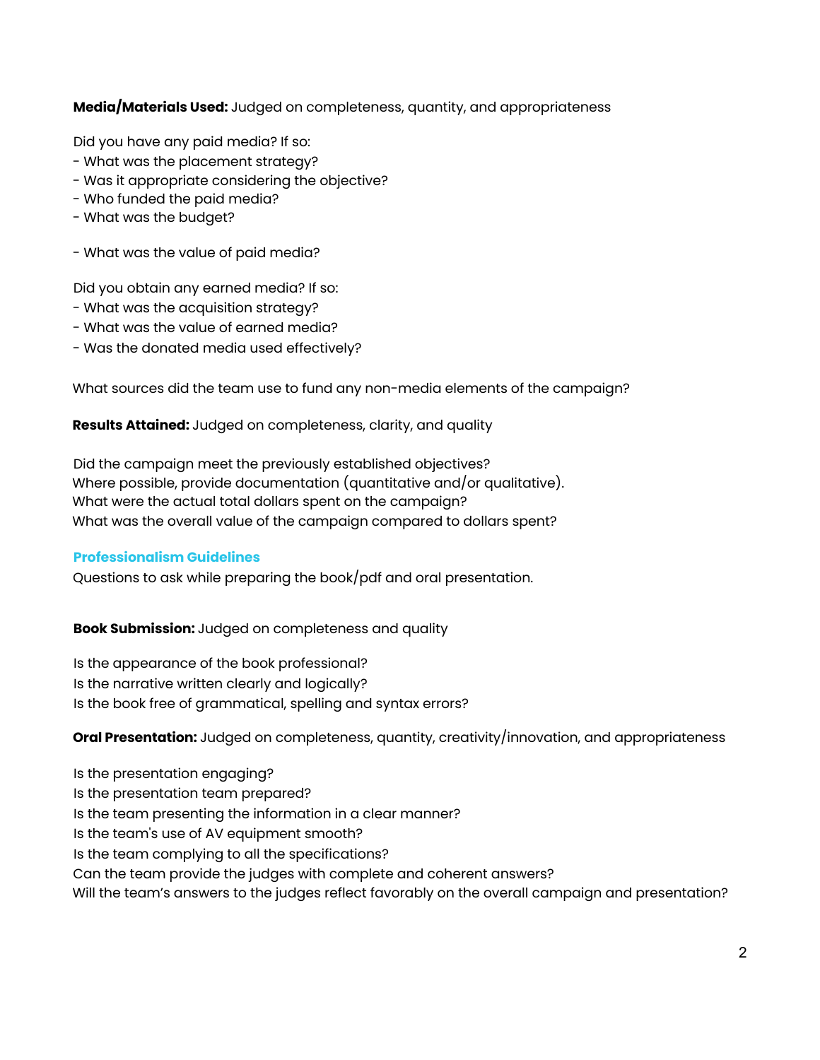**Media/Materials Used:** Judged on completeness, quantity, and appropriateness

Did you have any paid media? If so:
- What was the placement strategy?
- Was it appropriate considering the objective?
- Who funded the paid media?
- What was the budget?

- What was the value of paid media?

Did you obtain any earned media? If so:
- What was the acquisition strategy?
- What was the value of earned media?
- Was the donated media used effectively?

What sources did the team use to fund any non-media elements of the campaign?

**Results Attained:** Judged on completeness, clarity, and quality

Did the campaign meet the previously established objectives?
Where possible, provide documentation (quantitative and/or qualitative).
What were the actual total dollars spent on the campaign?
What was the overall value of the campaign compared to dollars spent?

## Professionalism Guidelines

Questions to ask while preparing the book/pdf and oral presentation.

**Book Submission:** Judged on completeness and quality

Is the appearance of the book professional?
Is the narrative written clearly and logically?
Is the book free of grammatical, spelling and syntax errors?

**Oral Presentation:** Judged on completeness, quantity, creativity/innovation, and appropriateness

Is the presentation engaging?
Is the presentation team prepared?
Is the team presenting the information in a clear manner?
Is the team's use of AV equipment smooth?
Is the team complying to all the specifications?
Can the team provide the judges with complete and coherent answers?
Will the team's answers to the judges reflect favorably on the overall campaign and presentation?